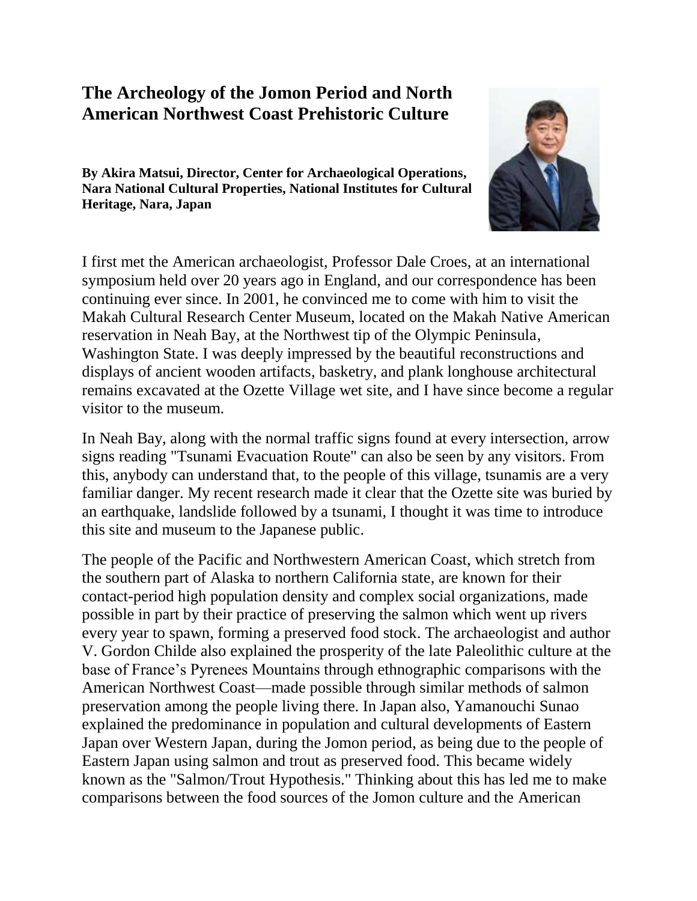# The Archeology of the Jomon Period and North American Northwest Coast Prehistoric Culture

**By Akira Matsui, Director, Center for Archaeological Operations, Nara National Cultural Properties, National Institutes for Cultural Heritage, Nara, Japan**

I first met the American archaeologist, Professor Dale Croes, at an international symposium held over 20 years ago in England, and our correspondence has been continuing ever since. In 2001, he convinced me to come with him to visit the Makah Cultural Research Center Museum, located on the Makah Native American reservation in Neah Bay, at the Northwest tip of the Olympic Peninsula, Washington State. I was deeply impressed by the beautiful reconstructions and displays of ancient wooden artifacts, basketry, and plank longhouse architectural remains excavated at the Ozette Village wet site, and I have since become a regular visitor to the museum.

In Neah Bay, along with the normal traffic signs found at every intersection, arrow signs reading "Tsunami Evacuation Route" can also be seen by any visitors. From this, anybody can understand that, to the people of this village, tsunamis are a very familiar danger. My recent research made it clear that the Ozette site was buried by an earthquake, landslide followed by a tsunami, I thought it was time to introduce this site and museum to the Japanese public.

The people of the Pacific and Northwestern American Coast, which stretch from the southern part of Alaska to northern California state, are known for their contact-period high population density and complex social organizations, made possible in part by their practice of preserving the salmon which went up rivers every year to spawn, forming a preserved food stock. The archaeologist and author V. Gordon Childe also explained the prosperity of the late Paleolithic culture at the base of France's Pyrenees Mountains through ethnographic comparisons with the American Northwest Coast—made possible through similar methods of salmon preservation among the people living there. In Japan also, Yamanouchi Sunao explained the predominance in population and cultural developments of Eastern Japan over Western Japan, during the Jomon period, as being due to the people of Eastern Japan using salmon and trout as preserved food. This became widely known as the "Salmon/Trout Hypothesis." Thinking about this has led me to make comparisons between the food sources of the Jomon culture and the American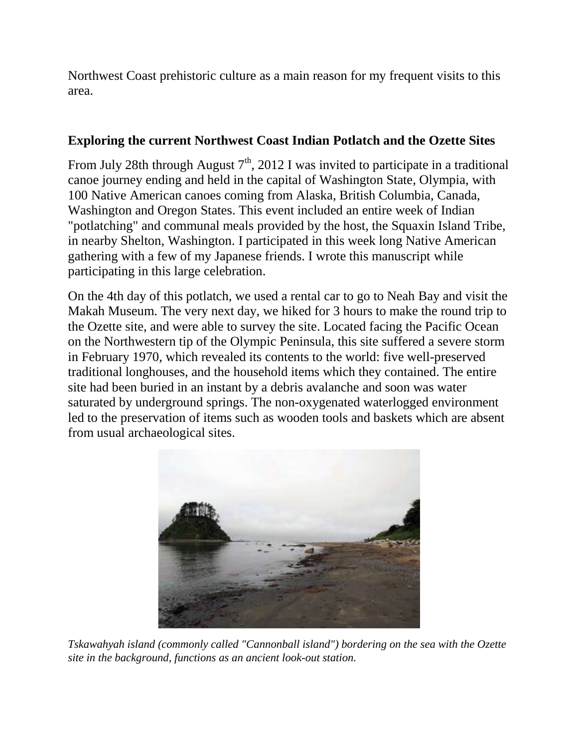Northwest Coast prehistoric culture as a main reason for my frequent visits to this area.

### Exploring the current Northwest Coast Indian Potlatch and the Ozette Sites

From July 28th through August 7th, 2012 I was invited to participate in a traditional canoe journey ending and held in the capital of Washington State, Olympia, with 100 Native American canoes coming from Alaska, British Columbia, Canada, Washington and Oregon States. This event included an entire week of Indian "potlatching" and communal meals provided by the host, the Squaxin Island Tribe, in nearby Shelton, Washington. I participated in this week long Native American gathering with a few of my Japanese friends. I wrote this manuscript while participating in this large celebration.

On the 4th day of this potlatch, we used a rental car to go to Neah Bay and visit the Makah Museum. The very next day, we hiked for 3 hours to make the round trip to the Ozette site, and were able to survey the site. Located facing the Pacific Ocean on the Northwestern tip of the Olympic Peninsula, this site suffered a severe storm in February 1970, which revealed its contents to the world: five well-preserved traditional longhouses, and the household items which they contained. The entire site had been buried in an instant by a debris avalanche and soon was water saturated by underground springs. The non-oxygenated waterlogged environment led to the preservation of items such as wooden tools and baskets which are absent from usual archaeological sites.

*Tskawahyah island (commonly called "Cannonball island") bordering on the sea with the Ozette site in the background, functions as an ancient look-out station.*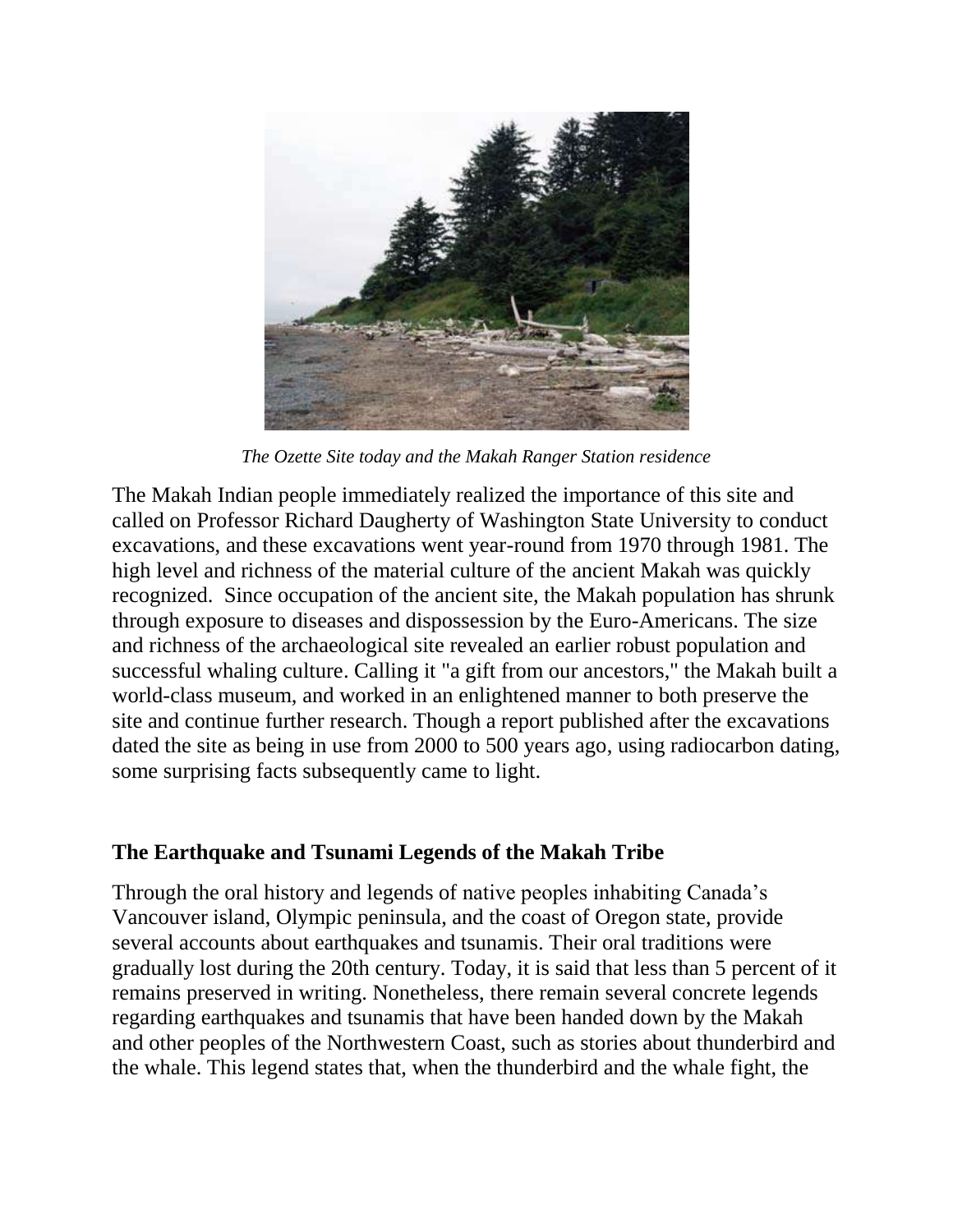*The Ozette Site today and the Makah Ranger Station residence*

The Makah Indian people immediately realized the importance of this site and called on Professor Richard Daugherty of Washington State University to conduct excavations, and these excavations went year-round from 1970 through 1981. The high level and richness of the material culture of the ancient Makah was quickly recognized. Since occupation of the ancient site, the Makah population has shrunk through exposure to diseases and dispossession by the Euro-Americans. The size and richness of the archaeological site revealed an earlier robust population and successful whaling culture. Calling it "a gift from our ancestors," the Makah built a world-class museum, and worked in an enlightened manner to both preserve the site and continue further research. Though a report published after the excavations dated the site as being in use from 2000 to 500 years ago, using radiocarbon dating, some surprising facts subsequently came to light.

## The Earthquake and Tsunami Legends of the Makah Tribe

Through the oral history and legends of native peoples inhabiting Canada's Vancouver island, Olympic peninsula, and the coast of Oregon state, provide several accounts about earthquakes and tsunamis. Their oral traditions were gradually lost during the 20th century. Today, it is said that less than 5 percent of it remains preserved in writing. Nonetheless, there remain several concrete legends regarding earthquakes and tsunamis that have been handed down by the Makah and other peoples of the Northwestern Coast, such as stories about thunderbird and the whale. This legend states that, when the thunderbird and the whale fight, the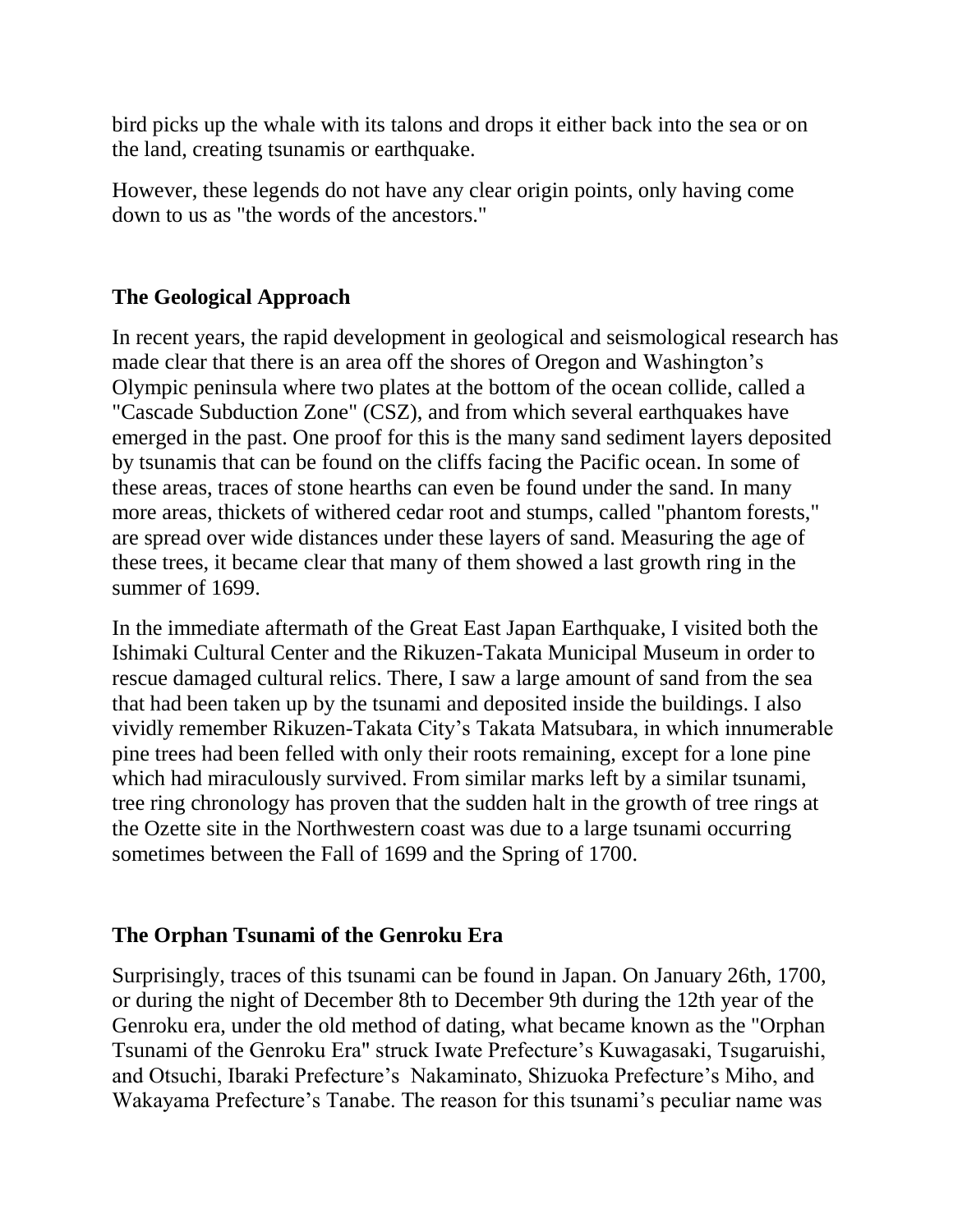bird picks up the whale with its talons and drops it either back into the sea or on the land, creating tsunamis or earthquake.

However, these legends do not have any clear origin points, only having come down to us as "the words of the ancestors."

## The Geological Approach

In recent years, the rapid development in geological and seismological research has made clear that there is an area off the shores of Oregon and Washington's Olympic peninsula where two plates at the bottom of the ocean collide, called a "Cascade Subduction Zone" (CSZ), and from which several earthquakes have emerged in the past. One proof for this is the many sand sediment layers deposited by tsunamis that can be found on the cliffs facing the Pacific ocean. In some of these areas, traces of stone hearths can even be found under the sand. In many more areas, thickets of withered cedar root and stumps, called "phantom forests," are spread over wide distances under these layers of sand. Measuring the age of these trees, it became clear that many of them showed a last growth ring in the summer of 1699.

In the immediate aftermath of the Great East Japan Earthquake, I visited both the Ishimaki Cultural Center and the Rikuzen-Takata Municipal Museum in order to rescue damaged cultural relics. There, I saw a large amount of sand from the sea that had been taken up by the tsunami and deposited inside the buildings. I also vividly remember Rikuzen-Takata City's Takata Matsubara, in which innumerable pine trees had been felled with only their roots remaining, except for a lone pine which had miraculously survived. From similar marks left by a similar tsunami, tree ring chronology has proven that the sudden halt in the growth of tree rings at the Ozette site in the Northwestern coast was due to a large tsunami occurring sometimes between the Fall of 1699 and the Spring of 1700.

## The Orphan Tsunami of the Genroku Era

Surprisingly, traces of this tsunami can be found in Japan. On January 26th, 1700, or during the night of December 8th to December 9th during the 12th year of the Genroku era, under the old method of dating, what became known as the "Orphan Tsunami of the Genroku Era" struck Iwate Prefecture's Kuwagasaki, Tsugaruishi, and Otsuchi, Ibaraki Prefecture's Nakaminato, Shizuoka Prefecture's Miho, and Wakayama Prefecture's Tanabe. The reason for this tsunami's peculiar name was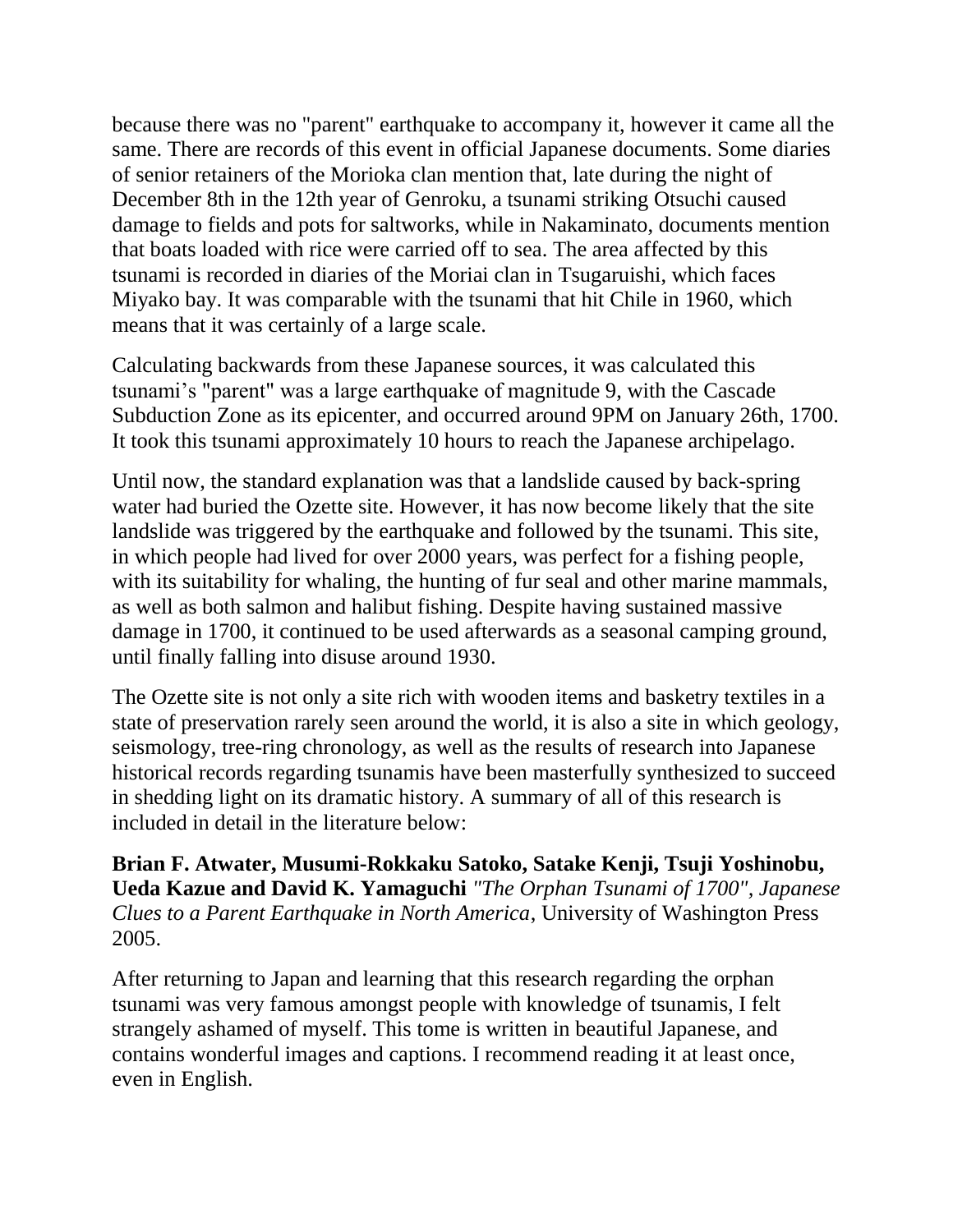because there was no "parent" earthquake to accompany it, however it came all the same. There are records of this event in official Japanese documents. Some diaries of senior retainers of the Morioka clan mention that, late during the night of December 8th in the 12th year of Genroku, a tsunami striking Otsuchi caused damage to fields and pots for saltworks, while in Nakaminato, documents mention that boats loaded with rice were carried off to sea. The area affected by this tsunami is recorded in diaries of the Moriai clan in Tsugaruishi, which faces Miyako bay. It was comparable with the tsunami that hit Chile in 1960, which means that it was certainly of a large scale.

Calculating backwards from these Japanese sources, it was calculated this tsunami's "parent" was a large earthquake of magnitude 9, with the Cascade Subduction Zone as its epicenter, and occurred around 9PM on January 26th, 1700. It took this tsunami approximately 10 hours to reach the Japanese archipelago.

Until now, the standard explanation was that a landslide caused by back-spring water had buried the Ozette site. However, it has now become likely that the site landslide was triggered by the earthquake and followed by the tsunami. This site, in which people had lived for over 2000 years, was perfect for a fishing people, with its suitability for whaling, the hunting of fur seal and other marine mammals, as well as both salmon and halibut fishing. Despite having sustained massive damage in 1700, it continued to be used afterwards as a seasonal camping ground, until finally falling into disuse around 1930.

The Ozette site is not only a site rich with wooden items and basketry textiles in a state of preservation rarely seen around the world, it is also a site in which geology, seismology, tree-ring chronology, as well as the results of research into Japanese historical records regarding tsunamis have been masterfully synthesized to succeed in shedding light on its dramatic history. A summary of all of this research is included in detail in the literature below:

**Brian F. Atwater, Musumi-Rokkaku Satoko, Satake Kenji, Tsuji Yoshinobu, Ueda Kazue and David K. Yamaguchi** *"The Orphan Tsunami of 1700", Japanese Clues to a Parent Earthquake in North America*, University of Washington Press 2005.

After returning to Japan and learning that this research regarding the orphan tsunami was very famous amongst people with knowledge of tsunamis, I felt strangely ashamed of myself. This tome is written in beautiful Japanese, and contains wonderful images and captions. I recommend reading it at least once, even in English.